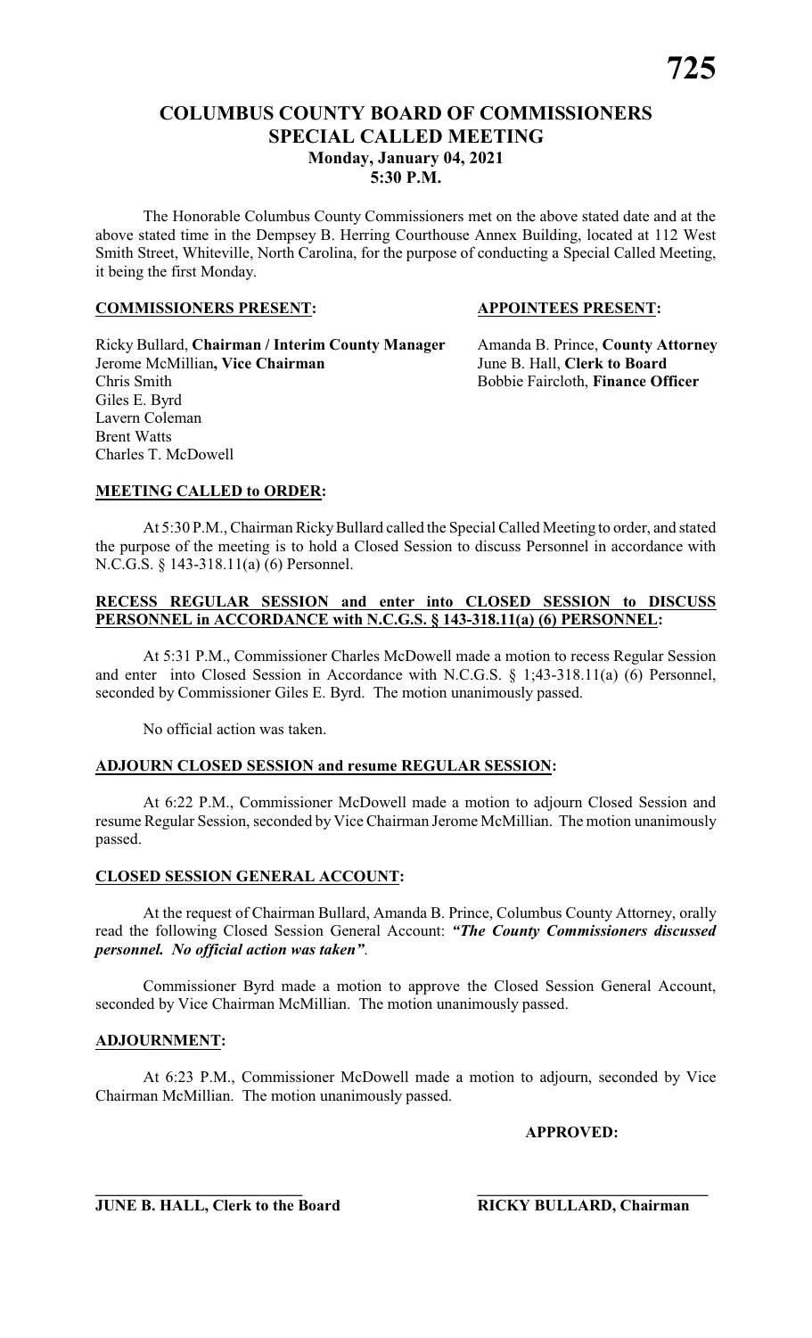# COLUMBUS COUNTY BOARD OF COMMISSIONERS
## SPECIAL CALLED MEETING
### Monday, January 04, 2021
### 5:30 P.M.

The Honorable Columbus County Commissioners met on the above stated date and at the above stated time in the Dempsey B. Herring Courthouse Annex Building, located at 112 West Smith Street, Whiteville, North Carolina, for the purpose of conducting a Special Called Meeting, it being the first Monday.

| **COMMISSIONERS PRESENT:** | **APPOINTEES PRESENT:** |
|---|---|
| Ricky Bullard, **Chairman / Interim County Manager** | Amanda B. Prince, **County Attorney** |
| Jerome McMillian**, Vice Chairman** | June B. Hall, **Clerk to Board** |
| Chris Smith | Bobbie Faircloth, **Finance Officer** |
| Giles E. Byrd | |
| Lavern Coleman | |
| Brent Watts | |
| Charles T. McDowell | |

**MEETING CALLED to ORDER:**

At 5:30 P.M., Chairman Ricky Bullard called the Special Called Meeting to order, and stated the purpose of the meeting is to hold a Closed Session to discuss Personnel in accordance with N.C.G.S. § 143-318.11(a) (6) Personnel.

**RECESS REGULAR SESSION and enter into CLOSED SESSION to DISCUSS PERSONNEL in ACCORDANCE with N.C.G.S. § 143-318.11(a) (6) PERSONNEL:**

At 5:31 P.M., Commissioner Charles McDowell made a motion to recess Regular Session and enter into Closed Session in Accordance with N.C.G.S. § 1;43-318.11(a) (6) Personnel, seconded by Commissioner Giles E. Byrd. The motion unanimously passed.

No official action was taken.

**ADJOURN CLOSED SESSION and resume REGULAR SESSION:**

At 6:22 P.M., Commissioner McDowell made a motion to adjourn Closed Session and resume Regular Session, seconded by Vice Chairman Jerome McMillian. The motion unanimously passed.

**CLOSED SESSION GENERAL ACCOUNT:**

At the request of Chairman Bullard, Amanda B. Prince, Columbus County Attorney, orally read the following Closed Session General Account: ***"The County Commissioners discussed personnel. No official action was taken"***.

Commissioner Byrd made a motion to approve the Closed Session General Account, seconded by Vice Chairman McMillian. The motion unanimously passed.

**ADJOURNMENT:**

At 6:23 P.M., Commissioner McDowell made a motion to adjourn, seconded by Vice Chairman McMillian. The motion unanimously passed.

**APPROVED:**

______________________________ ______________________________

**JUNE B. HALL, Clerk to the Board** **RICKY BULLARD, Chairman**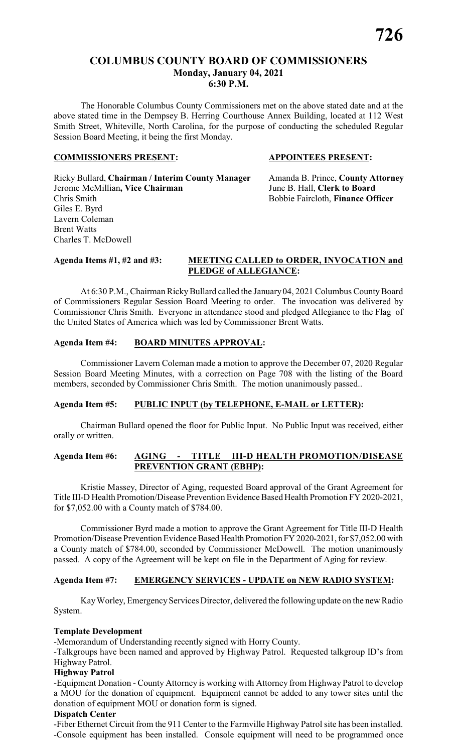# COLUMBUS COUNTY BOARD OF COMMISSIONERS
## Monday, January 04, 2021
## 6:30 P.M.

The Honorable Columbus County Commissioners met on the above stated date and at the above stated time in the Dempsey B. Herring Courthouse Annex Building, located at 112 West Smith Street, Whiteville, North Carolina, for the purpose of conducting the scheduled Regular Session Board Meeting, it being the first Monday.

**COMMISSIONERS PRESENT:**

Ricky Bullard, **Chairman / Interim County Manager**
Jerome McMillian**, Vice Chairman**
Chris Smith
Giles E. Byrd
Lavern Coleman
Brent Watts
Charles T. McDowell

**APPOINTEES PRESENT:**

Amanda B. Prince, **County Attorney**
June B. Hall, **Clerk to Board**
Bobbie Faircloth, **Finance Officer**

**Agenda Items #1, #2 and #3: MEETING CALLED to ORDER, INVOCATION and PLEDGE of ALLEGIANCE:**

At 6:30 P.M., Chairman Ricky Bullard called the January 04, 2021 Columbus County Board of Commissioners Regular Session Board Meeting to order. The invocation was delivered by Commissioner Chris Smith. Everyone in attendance stood and pledged Allegiance to the Flag of the United States of America which was led by Commissioner Brent Watts.

**Agenda Item #4: BOARD MINUTES APPROVAL:**

Commissioner Lavern Coleman made a motion to approve the December 07, 2020 Regular Session Board Meeting Minutes, with a correction on Page 708 with the listing of the Board members, seconded by Commissioner Chris Smith. The motion unanimously passed..

**Agenda Item #5: PUBLIC INPUT (by TELEPHONE, E-MAIL or LETTER):**

Chairman Bullard opened the floor for Public Input. No Public Input was received, either orally or written.

**Agenda Item #6: AGING - TITLE III-D HEALTH PROMOTION/DISEASE PREVENTION GRANT (EBHP):**

Kristie Massey, Director of Aging, requested Board approval of the Grant Agreement for Title III-D Health Promotion/Disease Prevention Evidence Based Health Promotion FY 2020-2021, for $7,052.00 with a County match of $784.00.

Commissioner Byrd made a motion to approve the Grant Agreement for Title III-D Health Promotion/Disease Prevention Evidence Based Health Promotion FY 2020-2021, for $7,052.00 with a County match of $784.00, seconded by Commissioner McDowell. The motion unanimously passed. A copy of the Agreement will be kept on file in the Department of Aging for review.

**Agenda Item #7: EMERGENCY SERVICES - UPDATE on NEW RADIO SYSTEM:**

Kay Worley, Emergency Services Director, delivered the following update on the new Radio System.

**Template Development**

-Memorandum of Understanding recently signed with Horry County.
-Talkgroups have been named and approved by Highway Patrol. Requested talkgroup ID's from Highway Patrol.

**Highway Patrol**

-Equipment Donation - County Attorney is working with Attorney from Highway Patrol to develop a MOU for the donation of equipment. Equipment cannot be added to any tower sites until the donation of equipment MOU or donation form is signed.

**Dispatch Center**

-Fiber Ethernet Circuit from the 911 Center to the Farmville Highway Patrol site has been installed.
-Console equipment has been installed. Console equipment will need to be programmed once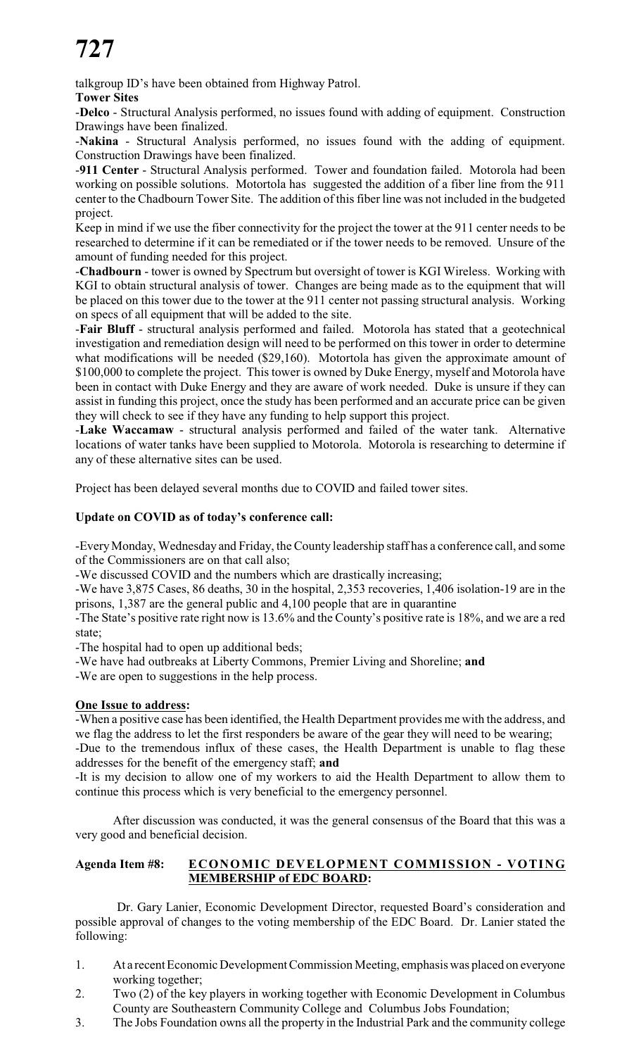talkgroup ID's have been obtained from Highway Patrol.

**Tower Sites**

-**Delco** - Structural Analysis performed, no issues found with adding of equipment. Construction Drawings have been finalized.

-**Nakina** - Structural Analysis performed, no issues found with the adding of equipment. Construction Drawings have been finalized.

-**911 Center** - Structural Analysis performed. Tower and foundation failed. Motorola had been working on possible solutions. Motortola has suggested the addition of a fiber line from the 911 center to the Chadbourn Tower Site. The addition of this fiber line was not included in the budgeted project.

Keep in mind if we use the fiber connectivity for the project the tower at the 911 center needs to be researched to determine if it can be remediated or if the tower needs to be removed. Unsure of the amount of funding needed for this project.

-**Chadbourn** - tower is owned by Spectrum but oversight of tower is KGI Wireless. Working with KGI to obtain structural analysis of tower. Changes are being made as to the equipment that will be placed on this tower due to the tower at the 911 center not passing structural analysis. Working on specs of all equipment that will be added to the site.

-**Fair Bluff** - structural analysis performed and failed. Motorola has stated that a geotechnical investigation and remediation design will need to be performed on this tower in order to determine what modifications will be needed ($29,160). Motortola has given the approximate amount of $100,000 to complete the project. This tower is owned by Duke Energy, myself and Motorola have been in contact with Duke Energy and they are aware of work needed. Duke is unsure if they can assist in funding this project, once the study has been performed and an accurate price can be given they will check to see if they have any funding to help support this project.

-**Lake Waccamaw** - structural analysis performed and failed of the water tank. Alternative locations of water tanks have been supplied to Motorola. Motorola is researching to determine if any of these alternative sites can be used.

Project has been delayed several months due to COVID and failed tower sites.

**Update on COVID as of today's conference call:**

-Every Monday, Wednesday and Friday, the County leadership staff has a conference call, and some of the Commissioners are on that call also;

-We discussed COVID and the numbers which are drastically increasing;

-We have 3,875 Cases, 86 deaths, 30 in the hospital, 2,353 recoveries, 1,406 isolation-19 are in the prisons, 1,387 are the general public and 4,100 people that are in quarantine

-The State's positive rate right now is 13.6% and the County's positive rate is 18%, and we are a red state;

-The hospital had to open up additional beds;

-We have had outbreaks at Liberty Commons, Premier Living and Shoreline; **and**

-We are open to suggestions in the help process.

**One Issue to address:**

-When a positive case has been identified, the Health Department provides me with the address, and we flag the address to let the first responders be aware of the gear they will need to be wearing;

-Due to the tremendous influx of these cases, the Health Department is unable to flag these addresses for the benefit of the emergency staff; **and**

-It is my decision to allow one of my workers to aid the Health Department to allow them to continue this process which is very beneficial to the emergency personnel.

After discussion was conducted, it was the general consensus of the Board that this was a very good and beneficial decision.

**Agenda Item #8: ECONOMIC DEVELOPMENT COMMISSION - VOTING MEMBERSHIP of EDC BOARD:**

Dr. Gary Lanier, Economic Development Director, requested Board's consideration and possible approval of changes to the voting membership of the EDC Board. Dr. Lanier stated the following:

1. At a recent Economic Development Commission Meeting, emphasis was placed on everyone working together;
2. Two (2) of the key players in working together with Economic Development in Columbus County are Southeastern Community College and Columbus Jobs Foundation;
3. The Jobs Foundation owns all the property in the Industrial Park and the community college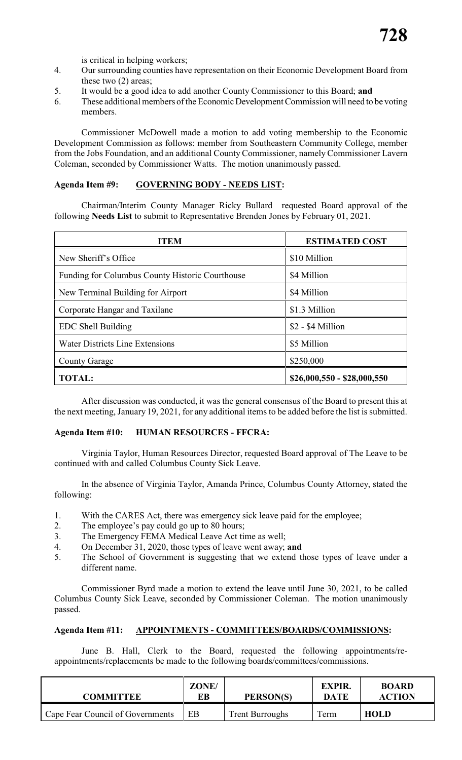is critical in helping workers;

4. Our surrounding counties have representation on their Economic Development Board from these two (2) areas;
5. It would be a good idea to add another County Commissioner to this Board; **and**
6. These additional members of the Economic Development Commission will need to be voting members.

Commissioner McDowell made a motion to add voting membership to the Economic Development Commission as follows: member from Southeastern Community College, member from the Jobs Foundation, and an additional County Commissioner, namely Commissioner Lavern Coleman, seconded by Commissioner Watts. The motion unanimously passed.

**Agenda Item #9: GOVERNING BODY - NEEDS LIST:**

Chairman/Interim County Manager Ricky Bullard requested Board approval of the following **Needs List** to submit to Representative Brenden Jones by February 01, 2021.

| ITEM | ESTIMATED COST |
|---|---|
| New Sheriff's Office | $10 Million |
| Funding for Columbus County Historic Courthouse | $4 Million |
| New Terminal Building for Airport | $4 Million |
| Corporate Hangar and Taxilane | $1.3 Million |
| EDC Shell Building | $2 - $4 Million |
| Water Districts Line Extensions | $5 Million |
| County Garage | $250,000 |
| **TOTAL:** | **$26,000,550 - $28,000,550** |

After discussion was conducted, it was the general consensus of the Board to present this at the next meeting, January 19, 2021, for any additional items to be added before the list is submitted.

**Agenda Item #10: HUMAN RESOURCES - FFCRA:**

Virginia Taylor, Human Resources Director, requested Board approval of The Leave to be continued with and called Columbus County Sick Leave.

In the absence of Virginia Taylor, Amanda Prince, Columbus County Attorney, stated the following:

1. With the CARES Act, there was emergency sick leave paid for the employee;
2. The employee's pay could go up to 80 hours;
3. The Emergency FEMA Medical Leave Act time as well;
4. On December 31, 2020, those types of leave went away; **and**
5. The School of Government is suggesting that we extend those types of leave under a different name.

Commissioner Byrd made a motion to extend the leave until June 30, 2021, to be called Columbus County Sick Leave, seconded by Commissioner Coleman. The motion unanimously passed.

**Agenda Item #11: APPOINTMENTS - COMMITTEES/BOARDS/COMMISSIONS:**

June B. Hall, Clerk to the Board, requested the following appointments/re-appointments/replacements be made to the following boards/committees/commissions.

| COMMITTEE | ZONE/ EB | PERSON(S) | EXPIR. DATE | BOARD ACTION |
|---|---|---|---|---|
| Cape Fear Council of Governments | EB | Trent Burroughs | Term | **HOLD** |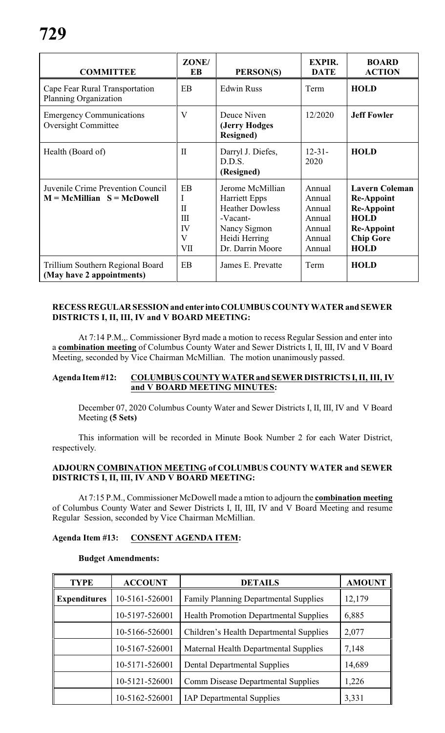| COMMITTEE | ZONE/ EB | PERSON(S) | EXPIR. DATE | BOARD ACTION |
|---|---|---|---|---|
| Cape Fear Rural Transportation Planning Organization | EB | Edwin Russ | Term | **HOLD** |
| Emergency Communications Oversight Committee | V | Deuce Niven **(Jerry Hodges Resigned)** | 12/2020 | **Jeff Fowler** |
| Health (Board of) | II | Darryl J. Diefes, D.D.S. **(Resigned)** | 12-31-2020 | **HOLD** |
| Juvenile Crime Prevention Council **M = McMillian S = McDowell** | EB<br>I<br>II<br>III<br>IV<br>V<br>VII | Jerome McMillian<br>Harriett Epps<br>Heather Dowless<br>-Vacant-<br>Nancy Sigmon<br>Heidi Herring<br>Dr. Darrin Moore | Annual<br>Annual<br>Annual<br>Annual<br>Annual<br>Annual<br>Annual | **Lavern Coleman**<br>**Re-Appoint**<br>**Re-Appoint**<br>**HOLD**<br>**Re-Appoint**<br>**Chip Gore**<br>**HOLD** |
| Trillium Southern Regional Board **(May have 2 appointments)** | EB | James E. Prevatte | Term | **HOLD** |

**RECESS REGULAR SESSION and enter into COLUMBUS COUNTY WATER and SEWER DISTRICTS I, II, III, IV and V BOARD MEETING:**

At 7:14 P.M.,. Commissioner Byrd made a motion to recess Regular Session and enter into a **combination meeting** of Columbus County Water and Sewer Districts I, II, III, IV and V Board Meeting, seconded by Vice Chairman McMillian. The motion unanimously passed.

**Agenda Item #12: COLUMBUS COUNTY WATER and SEWER DISTRICTS I, II, III, IV and V BOARD MEETING MINUTES:**

December 07, 2020 Columbus County Water and Sewer Districts I, II, III, IV and V Board Meeting **(5 Sets)**

This information will be recorded in Minute Book Number 2 for each Water District, respectively.

**ADJOURN COMBINATION MEETING of COLUMBUS COUNTY WATER and SEWER DISTRICTS I, II, III, IV AND V BOARD MEETING:**

At 7:15 P.M., Commissioner McDowell made a mtion to adjourn the **combination meeting** of Columbus County Water and Sewer Districts I, II, III, IV and V Board Meeting and resume Regular Session, seconded by Vice Chairman McMillian.

**Agenda Item #13: CONSENT AGENDA ITEM:**

**Budget Amendments:**

| TYPE | ACCOUNT | DETAILS | AMOUNT |
|---|---|---|---|
| **Expenditures** | 10-5161-526001 | Family Planning Departmental Supplies | 12,179 |
| | 10-5197-526001 | Health Promotion Departmental Supplies | 6,885 |
| | 10-5166-526001 | Children's Health Departmental Supplies | 2,077 |
| | 10-5167-526001 | Maternal Health Departmental Supplies | 7,148 |
| | 10-5171-526001 | Dental Departmental Supplies | 14,689 |
| | 10-5121-526001 | Comm Disease Departmental Supplies | 1,226 |
| | 10-5162-526001 | IAP Departmental Supplies | 3,331 |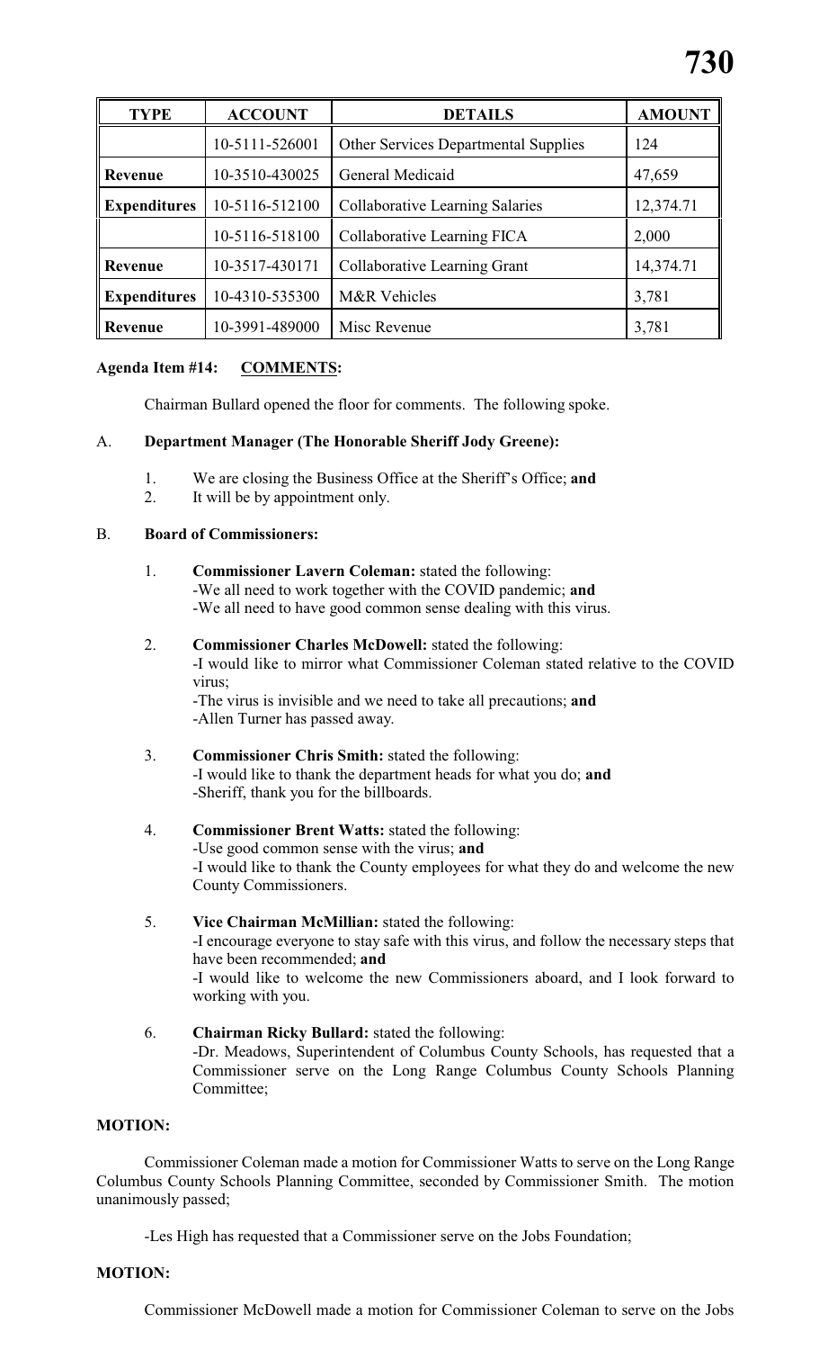| TYPE | ACCOUNT | DETAILS | AMOUNT |
|---|---|---|---|
| | 10-5111-526001 | Other Services Departmental Supplies | 124 |
| **Revenue** | 10-3510-430025 | General Medicaid | 47,659 |
| **Expenditures** | 10-5116-512100 | Collaborative Learning Salaries | 12,374.71 |
| | 10-5116-518100 | Collaborative Learning FICA | 2,000 |
| **Revenue** | 10-3517-430171 | Collaborative Learning Grant | 14,374.71 |
| **Expenditures** | 10-4310-535300 | M&R Vehicles | 3,781 |
| **Revenue** | 10-3991-489000 | Misc Revenue | 3,781 |

**Agenda Item #14: COMMENTS:**

Chairman Bullard opened the floor for comments. The following spoke.

A. **Department Manager (The Honorable Sheriff Jody Greene):**

1. We are closing the Business Office at the Sheriff's Office; **and**
2. It will be by appointment only.

B. **Board of Commissioners:**

1. **Commissioner Lavern Coleman:** stated the following:
   -We all need to work together with the COVID pandemic; **and**
   -We all need to have good common sense dealing with this virus.

2. **Commissioner Charles McDowell:** stated the following:
   -I would like to mirror what Commissioner Coleman stated relative to the COVID virus;
   -The virus is invisible and we need to take all precautions; **and**
   -Allen Turner has passed away.

3. **Commissioner Chris Smith:** stated the following:
   -I would like to thank the department heads for what you do; **and**
   -Sheriff, thank you for the billboards.

4. **Commissioner Brent Watts:** stated the following:
   -Use good common sense with the virus; **and**
   -I would like to thank the County employees for what they do and welcome the new County Commissioners.

5. **Vice Chairman McMillian:** stated the following:
   -I encourage everyone to stay safe with this virus, and follow the necessary steps that have been recommended; **and**
   -I would like to welcome the new Commissioners aboard, and I look forward to working with you.

6. **Chairman Ricky Bullard:** stated the following:
   -Dr. Meadows, Superintendent of Columbus County Schools, has requested that a Commissioner serve on the Long Range Columbus County Schools Planning Committee;

**MOTION:**

Commissioner Coleman made a motion for Commissioner Watts to serve on the Long Range Columbus County Schools Planning Committee, seconded by Commissioner Smith. The motion unanimously passed;

-Les High has requested that a Commissioner serve on the Jobs Foundation;

**MOTION:**

Commissioner McDowell made a motion for Commissioner Coleman to serve on the Jobs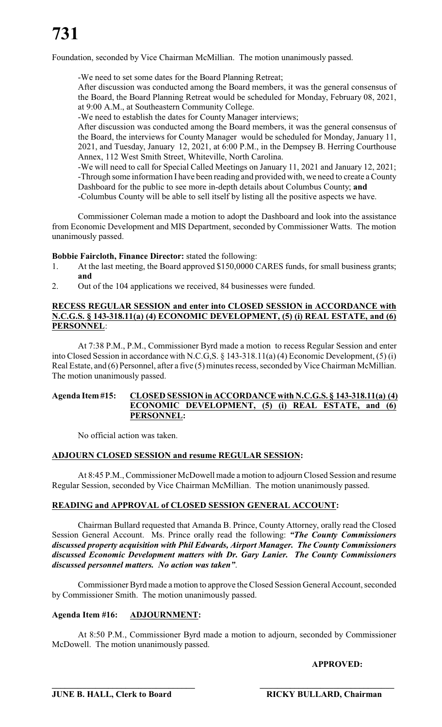Foundation, seconded by Vice Chairman McMillian. The motion unanimously passed.

-We need to set some dates for the Board Planning Retreat;

After discussion was conducted among the Board members, it was the general consensus of the Board, the Board Planning Retreat would be scheduled for Monday, February 08, 2021, at 9:00 A.M., at Southeastern Community College.

-We need to establish the dates for County Manager interviews;

After discussion was conducted among the Board members, it was the general consensus of the Board, the interviews for County Manager would be scheduled for Monday, January 11, 2021, and Tuesday, January 12, 2021, at 6:00 P.M., in the Dempsey B. Herring Courthouse Annex, 112 West Smith Street, Whiteville, North Carolina.

-We will need to call for Special Called Meetings on January 11, 2021 and January 12, 2021;

-Through some information I have been reading and provided with, we need to create a County Dashboard for the public to see more in-depth details about Columbus County; **and**

-Columbus County will be able to sell itself by listing all the positive aspects we have.

Commissioner Coleman made a motion to adopt the Dashboard and look into the assistance from Economic Development and MIS Department, seconded by Commissioner Watts. The motion unanimously passed.

**Bobbie Faircloth, Finance Director:** stated the following:

1. At the last meeting, the Board approved $150,0000 CARES funds, for small business grants; **and**
2. Out of the 104 applications we received, 84 businesses were funded.

**RECESS REGULAR SESSION and enter into CLOSED SESSION in ACCORDANCE with N.C.G.S. § 143-318.11(a) (4) ECONOMIC DEVELOPMENT, (5) (i) REAL ESTATE, and (6) PERSONNEL**:

At 7:38 P.M., P.M., Commissioner Byrd made a motion to recess Regular Session and enter into Closed Session in accordance with N.C.G,S. § 143-318.11(a) (4) Economic Development, (5) (i) Real Estate, and (6) Personnel, after a five (5) minutes recess, seconded by Vice Chairman McMillian. The motion unanimously passed.

**Agenda Item #15: CLOSED SESSION in ACCORDANCE with N.C.G.S. § 143-318.11(a) (4) ECONOMIC DEVELOPMENT, (5) (i) REAL ESTATE, and (6) PERSONNEL:**

No official action was taken.

**ADJOURN CLOSED SESSION and resume REGULAR SESSION:**

At 8:45 P.M., Commissioner McDowell made a motion to adjourn Closed Session and resume Regular Session, seconded by Vice Chairman McMillian. The motion unanimously passed.

**READING and APPROVAL of CLOSED SESSION GENERAL ACCOUNT:**

Chairman Bullard requested that Amanda B. Prince, County Attorney, orally read the Closed Session General Account. Ms. Prince orally read the following: ***"The County Commissioners discussed property acquisition with Phil Edwards, Airport Manager. The County Commissioners discussed Economic Development matters with Dr. Gary Lanier. The County Commissioners discussed personnel matters. No action was taken"***.

Commissioner Byrd made a motion to approve the Closed Session General Account, seconded by Commissioner Smith. The motion unanimously passed.

**Agenda Item #16: ADJOURNMENT:**

At 8:50 P.M., Commissioner Byrd made a motion to adjourn, seconded by Commissioner McDowell. The motion unanimously passed.

**APPROVED:**

**JUNE B. HALL, Clerk to Board** **RICKY BULLARD, Chairman**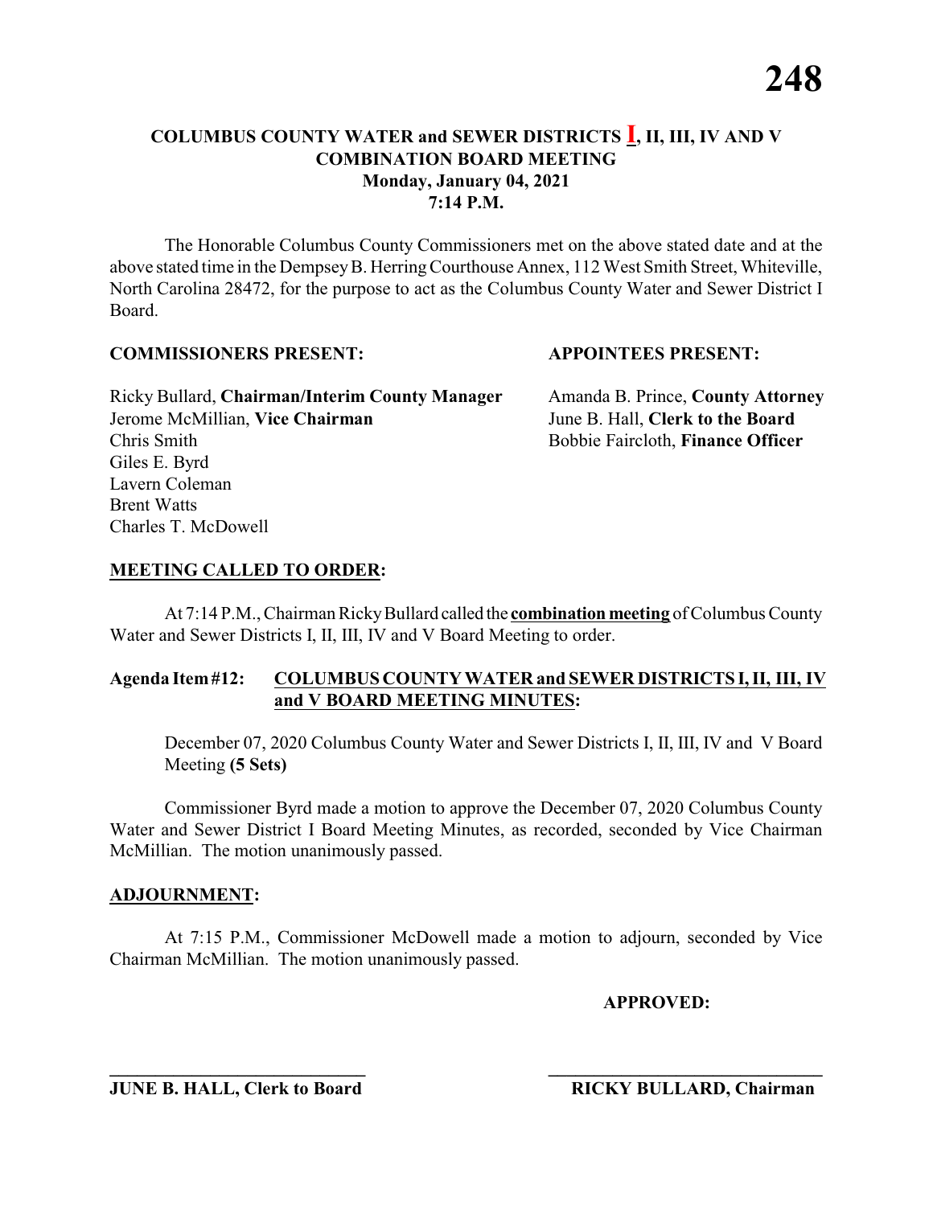# COLUMBUS COUNTY WATER and SEWER DISTRICTS I, II, III, IV AND V COMBINATION BOARD MEETING

**Monday, January 04, 2021**
**7:14 P.M.**

The Honorable Columbus County Commissioners met on the above stated date and at the above stated time in the Dempsey B. Herring Courthouse Annex, 112 West Smith Street, Whiteville, North Carolina 28472, for the purpose to act as the Columbus County Water and Sewer District I Board.

**COMMISSIONERS PRESENT:**

Ricky Bullard, **Chairman/Interim County Manager**
Jerome McMillian, **Vice Chairman**
Chris Smith
Giles E. Byrd
Lavern Coleman
Brent Watts
Charles T. McDowell

**APPOINTEES PRESENT:**

Amanda B. Prince, **County Attorney**
June B. Hall, **Clerk to the Board**
Bobbie Faircloth, **Finance Officer**

**MEETING CALLED TO ORDER:**

At 7:14 P.M., Chairman Ricky Bullard called the **combination meeting** of Columbus County Water and Sewer Districts I, II, III, IV and V Board Meeting to order.

**Agenda Item #12: COLUMBUS COUNTY WATER and SEWER DISTRICTS I, II, III, IV and V BOARD MEETING MINUTES:**

December 07, 2020 Columbus County Water and Sewer Districts I, II, III, IV and V Board Meeting **(5 Sets)**

Commissioner Byrd made a motion to approve the December 07, 2020 Columbus County Water and Sewer District I Board Meeting Minutes, as recorded, seconded by Vice Chairman McMillian. The motion unanimously passed.

**ADJOURNMENT:**

At 7:15 P.M., Commissioner McDowell made a motion to adjourn, seconded by Vice Chairman McMillian. The motion unanimously passed.

**APPROVED:**

\_\_\_\_\_\_\_\_\_\_\_\_\_\_\_\_\_\_\_\_\_\_\_\_\_\_\_\_
**JUNE B. HALL, Clerk to Board**

\_\_\_\_\_\_\_\_\_\_\_\_\_\_\_\_\_\_\_\_\_\_\_\_\_\_\_\_
**RICKY BULLARD, Chairman**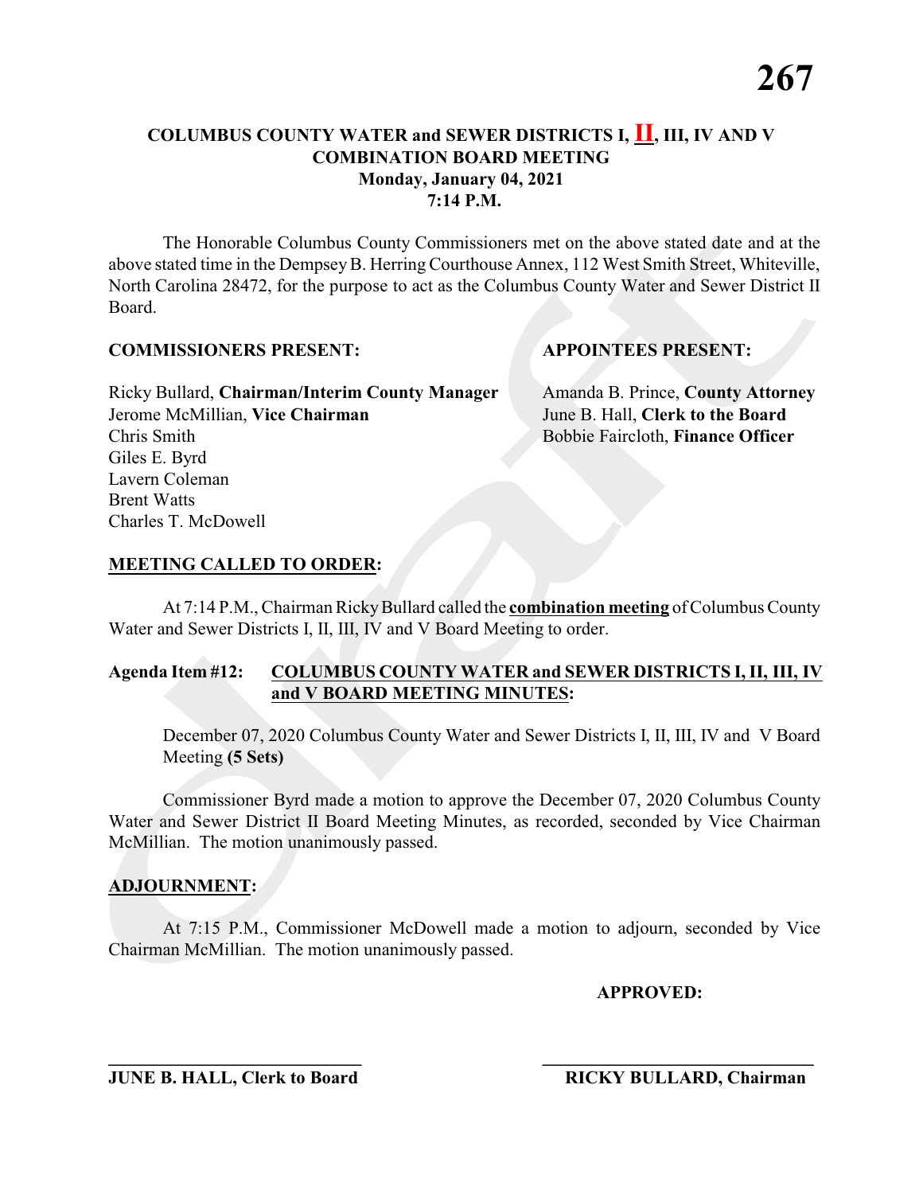**COLUMBUS COUNTY WATER and SEWER DISTRICTS I, II, III, IV AND V**
**COMBINATION BOARD MEETING**
**Monday, January 04, 2021**
**7:14 P.M.**

The Honorable Columbus County Commissioners met on the above stated date and at the above stated time in the Dempsey B. Herring Courthouse Annex, 112 West Smith Street, Whiteville, North Carolina 28472, for the purpose to act as the Columbus County Water and Sewer District II Board.

**COMMISSIONERS PRESENT:**

Ricky Bullard, **Chairman/Interim County Manager**
Jerome McMillian, **Vice Chairman**
Chris Smith
Giles E. Byrd
Lavern Coleman
Brent Watts
Charles T. McDowell

**APPOINTEES PRESENT:**

Amanda B. Prince, **County Attorney**
June B. Hall, **Clerk to the Board**
Bobbie Faircloth, **Finance Officer**

**MEETING CALLED TO ORDER:**

At 7:14 P.M., Chairman Ricky Bullard called the **combination meeting** of Columbus County Water and Sewer Districts I, II, III, IV and V Board Meeting to order.

**Agenda Item #12: COLUMBUS COUNTY WATER and SEWER DISTRICTS I, II, III, IV and V BOARD MEETING MINUTES:**

December 07, 2020 Columbus County Water and Sewer Districts I, II, III, IV and V Board Meeting **(5 Sets)**

Commissioner Byrd made a motion to approve the December 07, 2020 Columbus County Water and Sewer District II Board Meeting Minutes, as recorded, seconded by Vice Chairman McMillian. The motion unanimously passed.

**ADJOURNMENT:**

At 7:15 P.M., Commissioner McDowell made a motion to adjourn, seconded by Vice Chairman McMillian. The motion unanimously passed.

**APPROVED:**

\_\_\_\_\_\_\_\_\_\_\_\_\_\_\_\_\_\_\_\_\_\_\_\_\_\_\_\_
**JUNE B. HALL, Clerk to Board**

\_\_\_\_\_\_\_\_\_\_\_\_\_\_\_\_\_\_\_\_\_\_\_\_\_\_\_\_
**RICKY BULLARD, Chairman**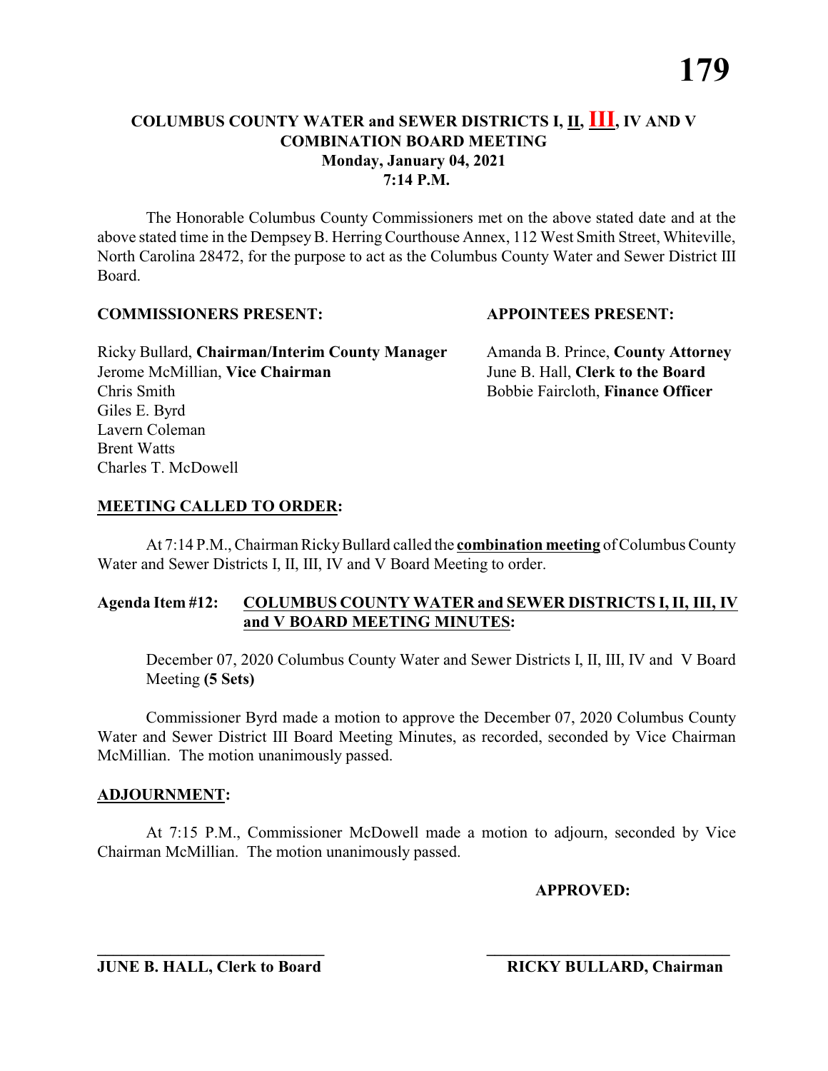# COLUMBUS COUNTY WATER and SEWER DISTRICTS I, II, III, IV AND V
## COMBINATION BOARD MEETING
### Monday, January 04, 2021
### 7:14 P.M.

The Honorable Columbus County Commissioners met on the above stated date and at the above stated time in the Dempsey B. Herring Courthouse Annex, 112 West Smith Street, Whiteville, North Carolina 28472, for the purpose to act as the Columbus County Water and Sewer District III Board.

**COMMISSIONERS PRESENT:**

Ricky Bullard, **Chairman/Interim County Manager**
Jerome McMillian, **Vice Chairman**
Chris Smith
Giles E. Byrd
Lavern Coleman
Brent Watts
Charles T. McDowell

**APPOINTEES PRESENT:**

Amanda B. Prince, **County Attorney**
June B. Hall, **Clerk to the Board**
Bobbie Faircloth, **Finance Officer**

**MEETING CALLED TO ORDER:**

At 7:14 P.M., Chairman Ricky Bullard called the **combination meeting** of Columbus County Water and Sewer Districts I, II, III, IV and V Board Meeting to order.

**Agenda Item #12: COLUMBUS COUNTY WATER and SEWER DISTRICTS I, II, III, IV and V BOARD MEETING MINUTES:**

December 07, 2020 Columbus County Water and Sewer Districts I, II, III, IV and V Board Meeting **(5 Sets)**

Commissioner Byrd made a motion to approve the December 07, 2020 Columbus County Water and Sewer District III Board Meeting Minutes, as recorded, seconded by Vice Chairman McMillian. The motion unanimously passed.

**ADJOURNMENT:**

At 7:15 P.M., Commissioner McDowell made a motion to adjourn, seconded by Vice Chairman McMillian. The motion unanimously passed.

**APPROVED:**

\_\_\_\_\_\_\_\_\_\_\_\_\_\_\_\_\_\_\_\_\_\_\_\_\_\_\_\_\_\_
**JUNE B. HALL, Clerk to Board**

\_\_\_\_\_\_\_\_\_\_\_\_\_\_\_\_\_\_\_\_\_\_\_\_\_\_\_\_\_\_
**RICKY BULLARD, Chairman**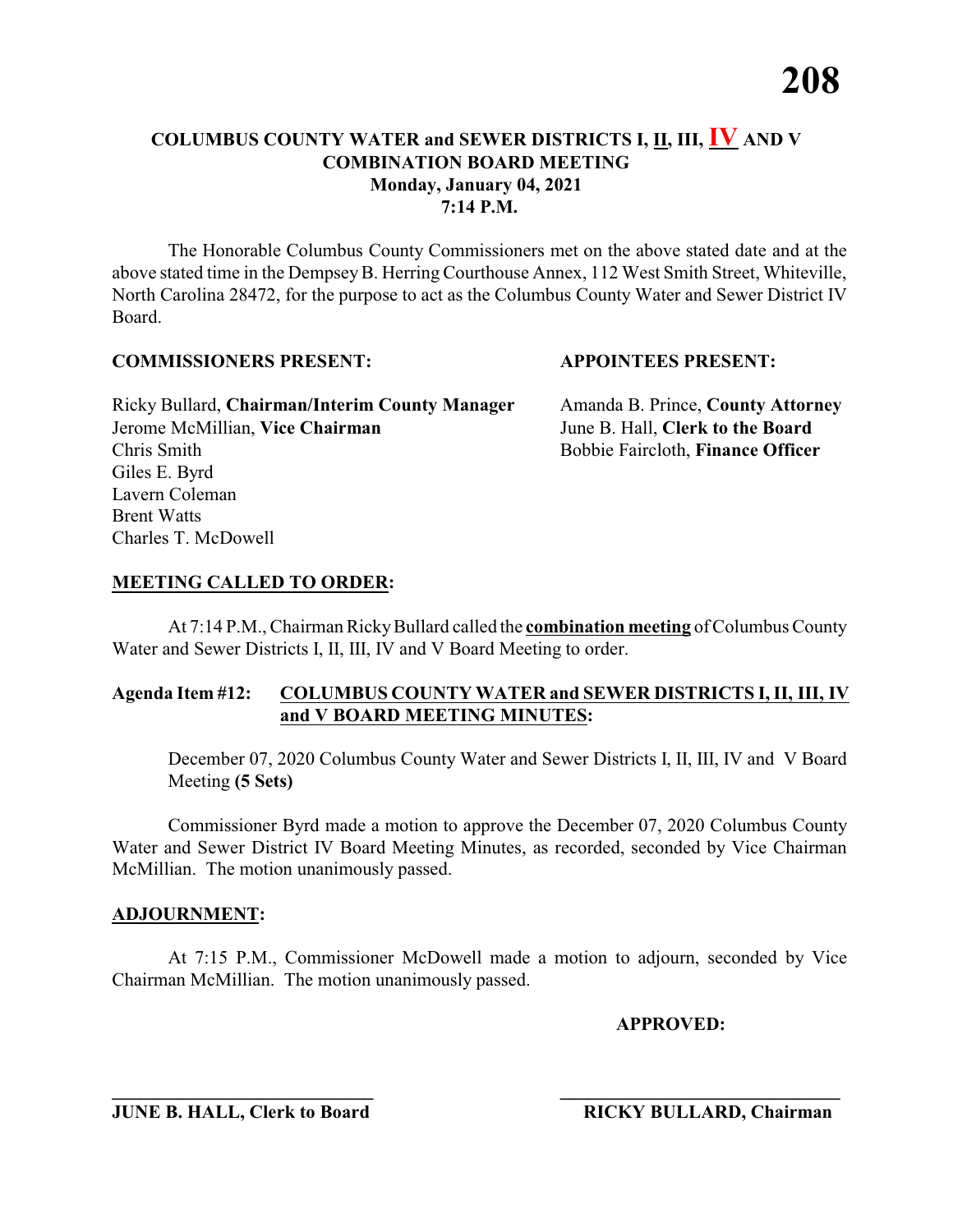# COLUMBUS COUNTY WATER and SEWER DISTRICTS I, II, III, IV AND V
# COMBINATION BOARD MEETING
**Monday, January 04, 2021**
**7:14 P.M.**

The Honorable Columbus County Commissioners met on the above stated date and at the above stated time in the Dempsey B. Herring Courthouse Annex, 112 West Smith Street, Whiteville, North Carolina 28472, for the purpose to act as the Columbus County Water and Sewer District IV Board.

**COMMISSIONERS PRESENT:**

Ricky Bullard, **Chairman/Interim County Manager**
Jerome McMillian, **Vice Chairman**
Chris Smith
Giles E. Byrd
Lavern Coleman
Brent Watts
Charles T. McDowell

**APPOINTEES PRESENT:**

Amanda B. Prince, **County Attorney**
June B. Hall, **Clerk to the Board**
Bobbie Faircloth, **Finance Officer**

**MEETING CALLED TO ORDER:**

At 7:14 P.M., Chairman Ricky Bullard called the **combination meeting** of Columbus County Water and Sewer Districts I, II, III, IV and V Board Meeting to order.

**Agenda Item #12: COLUMBUS COUNTY WATER and SEWER DISTRICTS I, II, III, IV and V BOARD MEETING MINUTES:**

December 07, 2020 Columbus County Water and Sewer Districts I, II, III, IV and V Board Meeting **(5 Sets)**

Commissioner Byrd made a motion to approve the December 07, 2020 Columbus County Water and Sewer District IV Board Meeting Minutes, as recorded, seconded by Vice Chairman McMillian. The motion unanimously passed.

**ADJOURNMENT:**

At 7:15 P.M., Commissioner McDowell made a motion to adjourn, seconded by Vice Chairman McMillian. The motion unanimously passed.

**APPROVED:**

_____________________________ _____________________________

**JUNE B. HALL, Clerk to Board** **RICKY BULLARD, Chairman**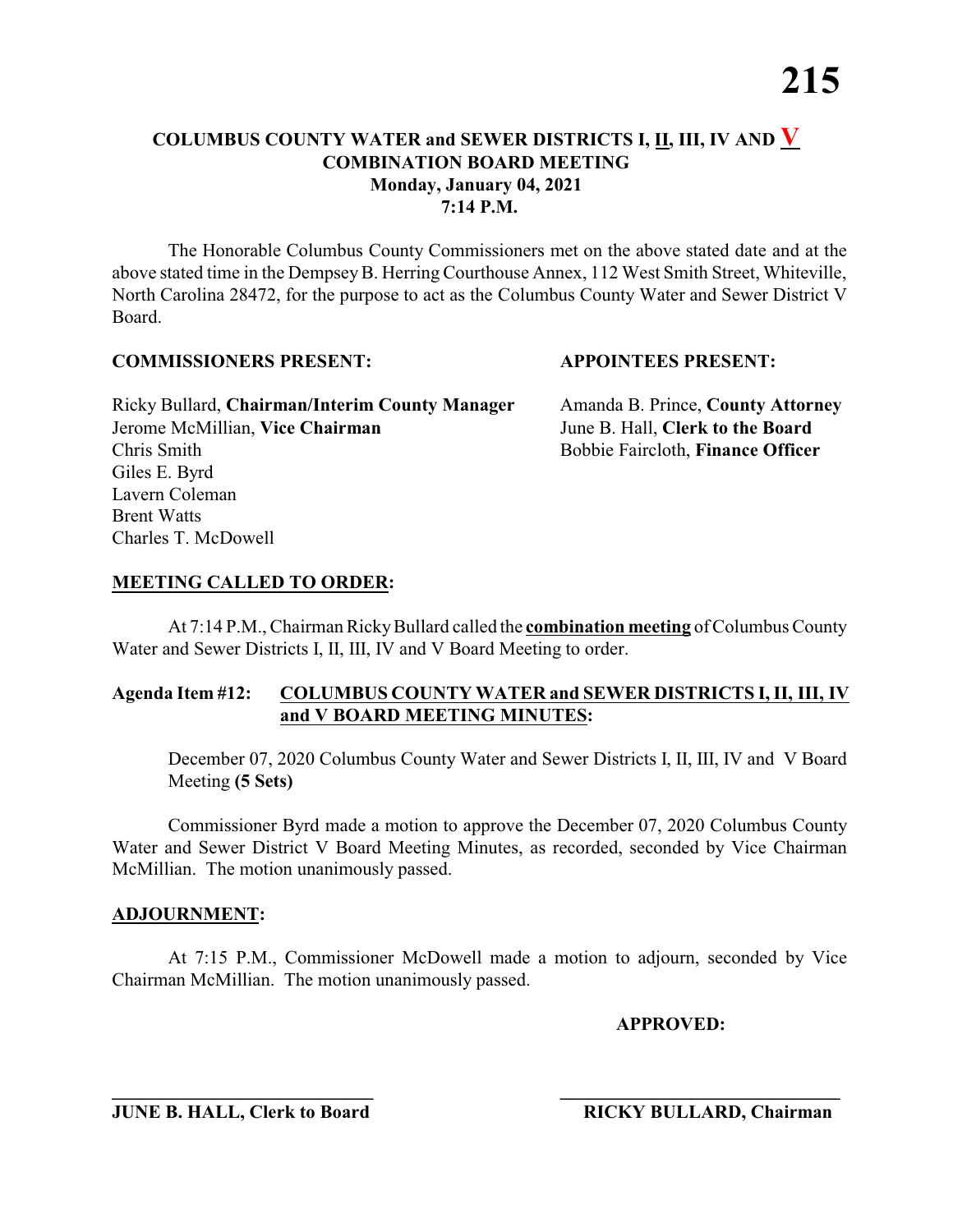# COLUMBUS COUNTY WATER and SEWER DISTRICTS I, II, III, IV AND V
## COMBINATION BOARD MEETING
### Monday, January 04, 2021
### 7:14 P.M.

The Honorable Columbus County Commissioners met on the above stated date and at the above stated time in the Dempsey B. Herring Courthouse Annex, 112 West Smith Street, Whiteville, North Carolina 28472, for the purpose to act as the Columbus County Water and Sewer District V Board.

**COMMISSIONERS PRESENT:**

Ricky Bullard, **Chairman/Interim County Manager**
Jerome McMillian, **Vice Chairman**
Chris Smith
Giles E. Byrd
Lavern Coleman
Brent Watts
Charles T. McDowell

**APPOINTEES PRESENT:**

Amanda B. Prince, **County Attorney**
June B. Hall, **Clerk to the Board**
Bobbie Faircloth, **Finance Officer**

**MEETING CALLED TO ORDER:**

At 7:14 P.M., Chairman Ricky Bullard called the **combination meeting** of Columbus County Water and Sewer Districts I, II, III, IV and V Board Meeting to order.

**Agenda Item #12: COLUMBUS COUNTY WATER and SEWER DISTRICTS I, II, III, IV and V BOARD MEETING MINUTES:**

December 07, 2020 Columbus County Water and Sewer Districts I, II, III, IV and V Board Meeting **(5 Sets)**

Commissioner Byrd made a motion to approve the December 07, 2020 Columbus County Water and Sewer District V Board Meeting Minutes, as recorded, seconded by Vice Chairman McMillian. The motion unanimously passed.

**ADJOURNMENT:**

At 7:15 P.M., Commissioner McDowell made a motion to adjourn, seconded by Vice Chairman McMillian. The motion unanimously passed.

**APPROVED:**

\_\_\_\_\_\_\_\_\_\_\_\_\_\_\_\_\_\_\_\_\_\_\_\_\_\_\_\_\_\_
**JUNE B. HALL, Clerk to Board**

\_\_\_\_\_\_\_\_\_\_\_\_\_\_\_\_\_\_\_\_\_\_\_\_\_\_\_\_\_\_
**RICKY BULLARD, Chairman**